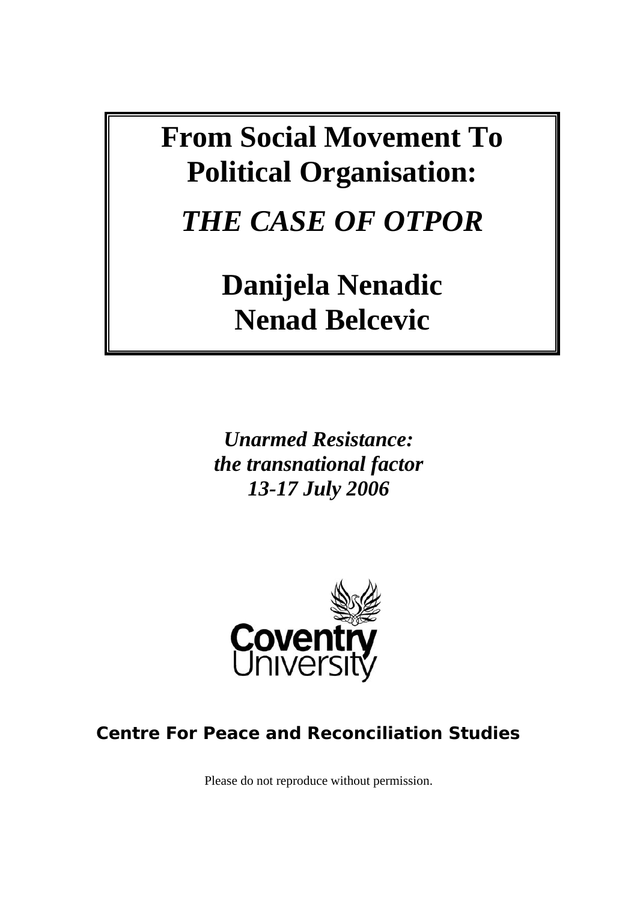# From Social Movement To Political Organisation:

## *THE CASE OF OTPOR*

**Danijela Nenadic**
**Nenad Belcevic**

***Unarmed Resistance:***
***the transnational factor***
***13-17 July 2006***

Coventry University

**Centre For Peace and Reconciliation Studies**

Please do not reproduce without permission.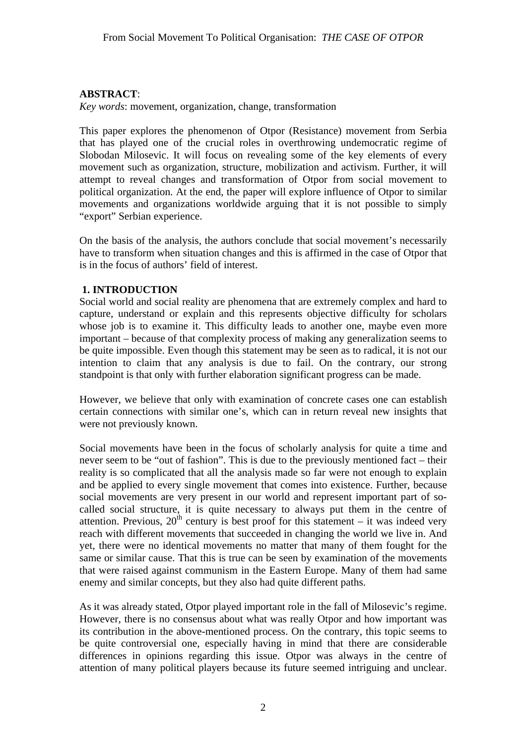**ABSTRACT**:

*Key words*: movement, organization, change, transformation

This paper explores the phenomenon of Otpor (Resistance) movement from Serbia that has played one of the crucial roles in overthrowing undemocratic regime of Slobodan Milosevic. It will focus on revealing some of the key elements of every movement such as organization, structure, mobilization and activism. Further, it will attempt to reveal changes and transformation of Otpor from social movement to political organization. At the end, the paper will explore influence of Otpor to similar movements and organizations worldwide arguing that it is not possible to simply "export" Serbian experience.

On the basis of the analysis, the authors conclude that social movement's necessarily have to transform when situation changes and this is affirmed in the case of Otpor that is in the focus of authors' field of interest.

## 1. INTRODUCTION

Social world and social reality are phenomena that are extremely complex and hard to capture, understand or explain and this represents objective difficulty for scholars whose job is to examine it. This difficulty leads to another one, maybe even more important – because of that complexity process of making any generalization seems to be quite impossible. Even though this statement may be seen as to radical, it is not our intention to claim that any analysis is due to fail. On the contrary, our strong standpoint is that only with further elaboration significant progress can be made.

However, we believe that only with examination of concrete cases one can establish certain connections with similar one's, which can in return reveal new insights that were not previously known.

Social movements have been in the focus of scholarly analysis for quite a time and never seem to be "out of fashion". This is due to the previously mentioned fact – their reality is so complicated that all the analysis made so far were not enough to explain and be applied to every single movement that comes into existence. Further, because social movements are very present in our world and represent important part of so-called social structure, it is quite necessary to always put them in the centre of attention. Previous, 20$^{th}$ century is best proof for this statement – it was indeed very reach with different movements that succeeded in changing the world we live in. And yet, there were no identical movements no matter that many of them fought for the same or similar cause. That this is true can be seen by examination of the movements that were raised against communism in the Eastern Europe. Many of them had same enemy and similar concepts, but they also had quite different paths.

As it was already stated, Otpor played important role in the fall of Milosevic's regime. However, there is no consensus about what was really Otpor and how important was its contribution in the above-mentioned process. On the contrary, this topic seems to be quite controversial one, especially having in mind that there are considerable differences in opinions regarding this issue. Otpor was always in the centre of attention of many political players because its future seemed intriguing and unclear.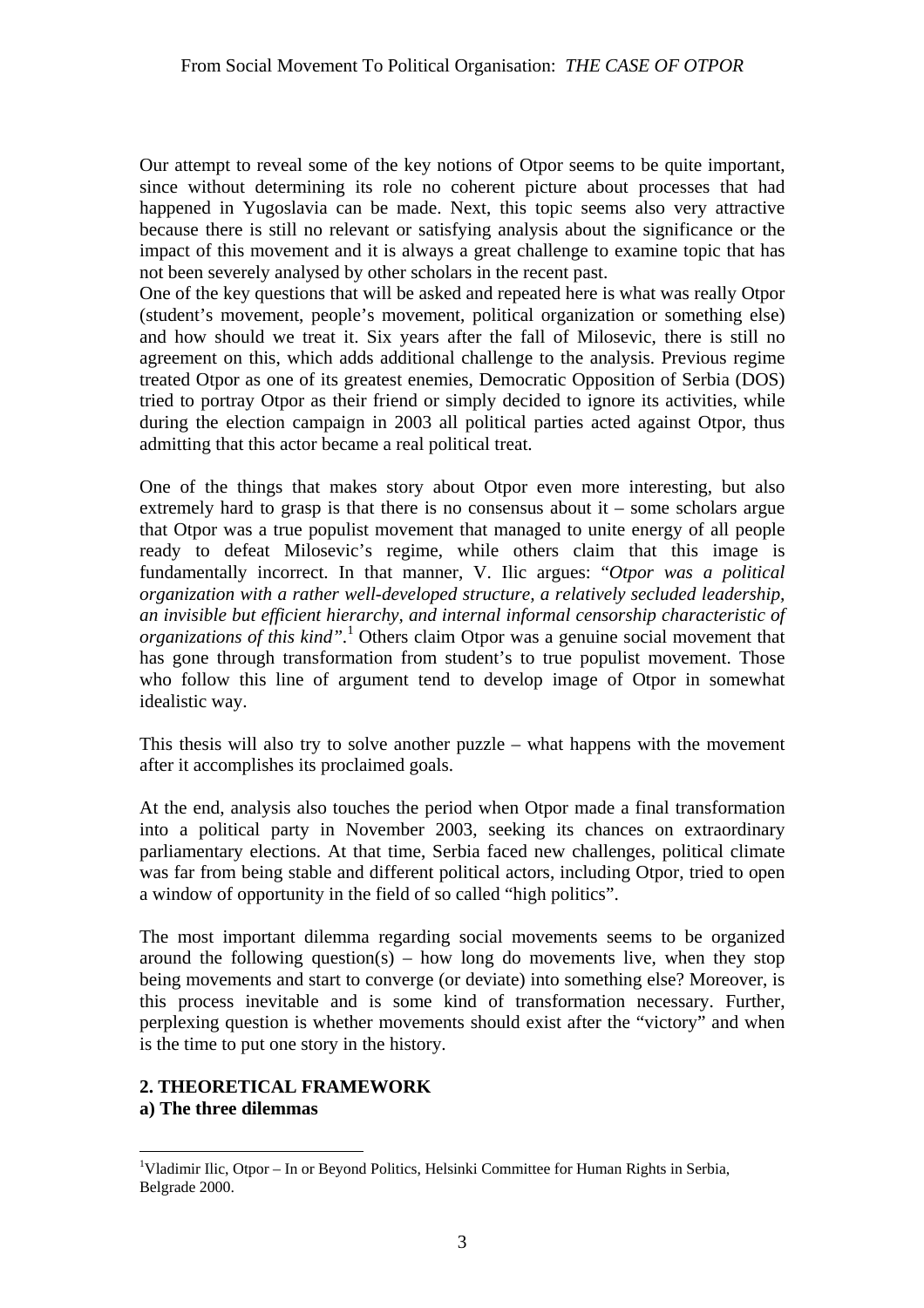Our attempt to reveal some of the key notions of Otpor seems to be quite important, since without determining its role no coherent picture about processes that had happened in Yugoslavia can be made. Next, this topic seems also very attractive because there is still no relevant or satisfying analysis about the significance or the impact of this movement and it is always a great challenge to examine topic that has not been severely analysed by other scholars in the recent past.
One of the key questions that will be asked and repeated here is what was really Otpor (student's movement, people's movement, political organization or something else) and how should we treat it. Six years after the fall of Milosevic, there is still no agreement on this, which adds additional challenge to the analysis. Previous regime treated Otpor as one of its greatest enemies, Democratic Opposition of Serbia (DOS) tried to portray Otpor as their friend or simply decided to ignore its activities, while during the election campaign in 2003 all political parties acted against Otpor, thus admitting that this actor became a real political treat.

One of the things that makes story about Otpor even more interesting, but also extremely hard to grasp is that there is no consensus about it – some scholars argue that Otpor was a true populist movement that managed to unite energy of all people ready to defeat Milosevic's regime, while others claim that this image is fundamentally incorrect. In that manner, V. Ilic argues: "*Otpor was a political organization with a rather well-developed structure, a relatively secluded leadership, an invisible but efficient hierarchy, and internal informal censorship characteristic of organizations of this kind*".[1] Others claim Otpor was a genuine social movement that has gone through transformation from student's to true populist movement. Those who follow this line of argument tend to develop image of Otpor in somewhat idealistic way.

This thesis will also try to solve another puzzle – what happens with the movement after it accomplishes its proclaimed goals.

At the end, analysis also touches the period when Otpor made a final transformation into a political party in November 2003, seeking its chances on extraordinary parliamentary elections. At that time, Serbia faced new challenges, political climate was far from being stable and different political actors, including Otpor, tried to open a window of opportunity in the field of so called "high politics".

The most important dilemma regarding social movements seems to be organized around the following question(s) – how long do movements live, when they stop being movements and start to converge (or deviate) into something else? Moreover, is this process inevitable and is some kind of transformation necessary. Further, perplexing question is whether movements should exist after the "victory" and when is the time to put one story in the history.

## 2. THEORETICAL FRAMEWORK

### a) The three dilemmas

[1] Vladimir Ilic, Otpor – In or Beyond Politics, Helsinki Committee for Human Rights in Serbia, Belgrade 2000.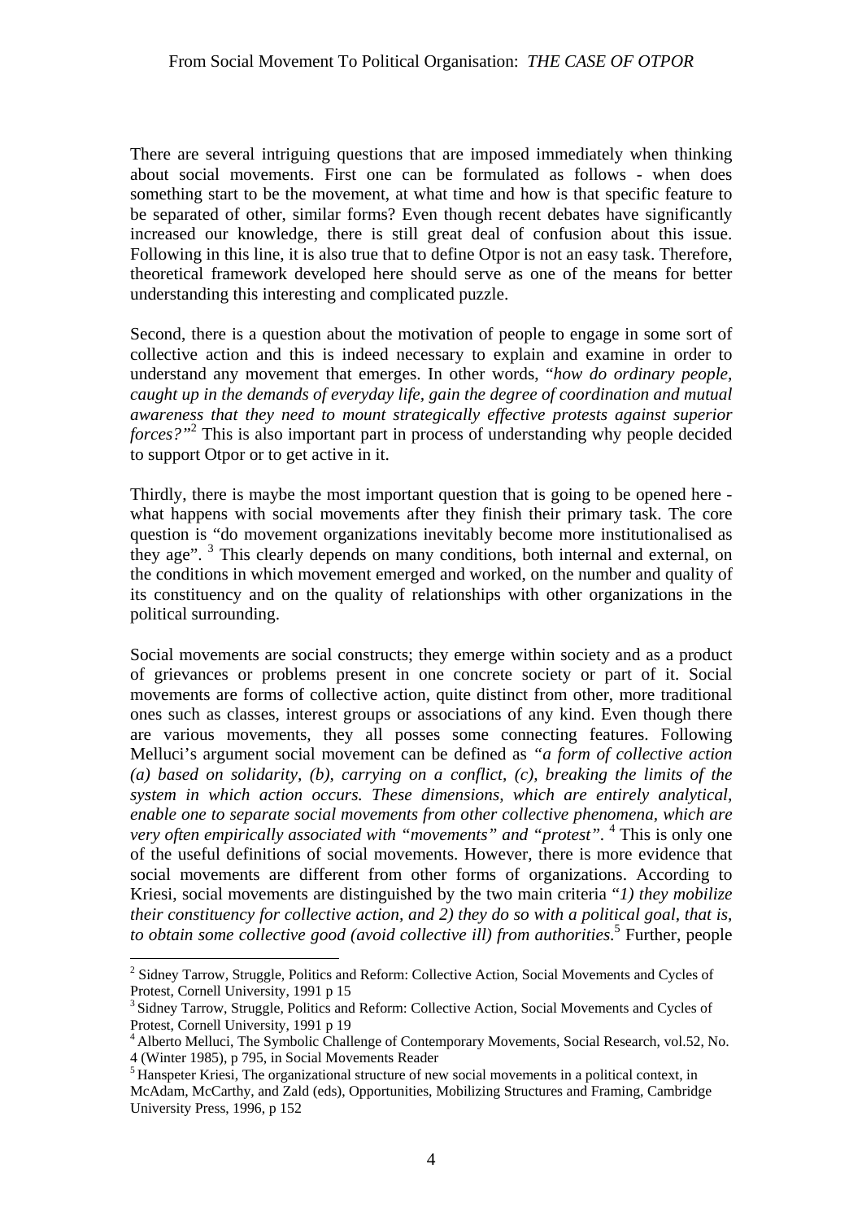There are several intriguing questions that are imposed immediately when thinking about social movements. First one can be formulated as follows - when does something start to be the movement, at what time and how is that specific feature to be separated of other, similar forms? Even though recent debates have significantly increased our knowledge, there is still great deal of confusion about this issue. Following in this line, it is also true that to define Otpor is not an easy task. Therefore, theoretical framework developed here should serve as one of the means for better understanding this interesting and complicated puzzle.

Second, there is a question about the motivation of people to engage in some sort of collective action and this is indeed necessary to explain and examine in order to understand any movement that emerges. In other words, "*how do ordinary people, caught up in the demands of everyday life, gain the degree of coordination and mutual awareness that they need to mount strategically effective protests against superior forces?*"[2] This is also important part in process of understanding why people decided to support Otpor or to get active in it.

Thirdly, there is maybe the most important question that is going to be opened here - what happens with social movements after they finish their primary task. The core question is "do movement organizations inevitably become more institutionalised as they age". [3] This clearly depends on many conditions, both internal and external, on the conditions in which movement emerged and worked, on the number and quality of its constituency and on the quality of relationships with other organizations in the political surrounding.

Social movements are social constructs; they emerge within society and as a product of grievances or problems present in one concrete society or part of it. Social movements are forms of collective action, quite distinct from other, more traditional ones such as classes, interest groups or associations of any kind. Even though there are various movements, they all posses some connecting features. Following Melluci's argument social movement can be defined as *"a form of collective action (a) based on solidarity, (b), carrying on a conflict, (c), breaking the limits of the system in which action occurs. These dimensions, which are entirely analytical, enable one to separate social movements from other collective phenomena, which are very often empirically associated with "movements" and "protest".* [4] This is only one of the useful definitions of social movements. However, there is more evidence that social movements are different from other forms of organizations. According to Kriesi, social movements are distinguished by the two main criteria "*1) they mobilize their constituency for collective action, and 2) they do so with a political goal, that is, to obtain some collective good (avoid collective ill) from authorities*.[5] Further, people

---

[2] Sidney Tarrow, Struggle, Politics and Reform: Collective Action, Social Movements and Cycles of Protest, Cornell University, 1991 p 15

[3] Sidney Tarrow, Struggle, Politics and Reform: Collective Action, Social Movements and Cycles of Protest, Cornell University, 1991 p 19

[4] Alberto Melluci, The Symbolic Challenge of Contemporary Movements, Social Research, vol.52, No. 4 (Winter 1985), p 795, in Social Movements Reader

[5] Hanspeter Kriesi, The organizational structure of new social movements in a political context, in McAdam, McCarthy, and Zald (eds), Opportunities, Mobilizing Structures and Framing, Cambridge University Press, 1996, p 152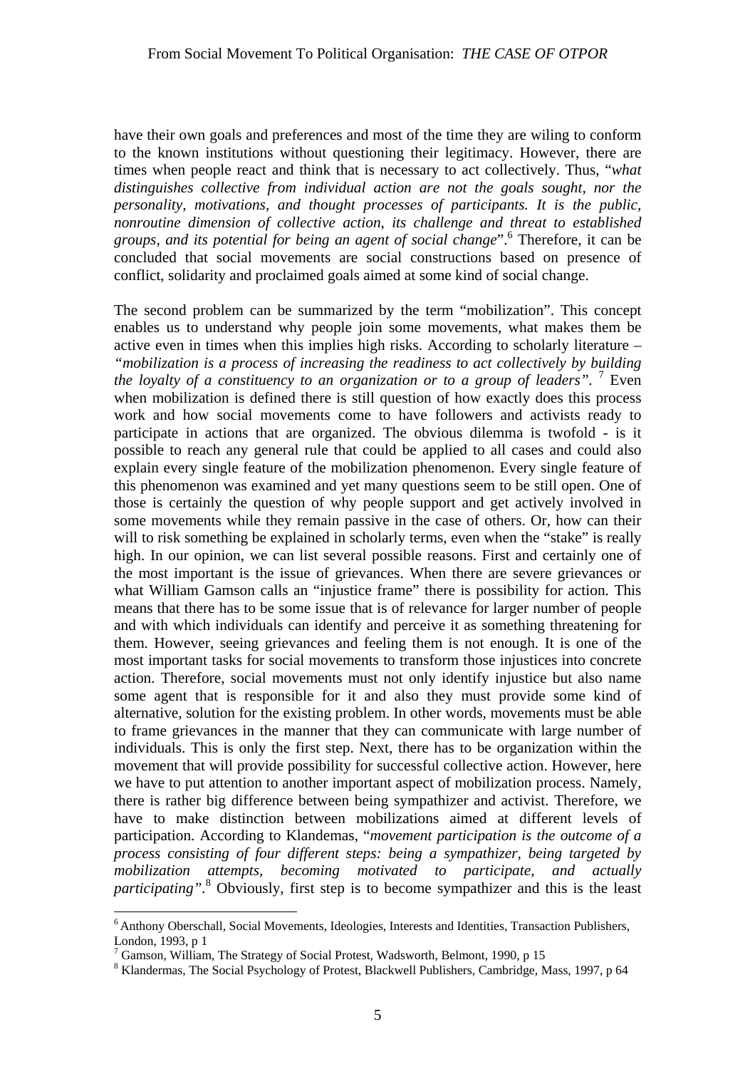have their own goals and preferences and most of the time they are wiling to conform to the known institutions without questioning their legitimacy. However, there are times when people react and think that is necessary to act collectively. Thus, "*what distinguishes collective from individual action are not the goals sought, nor the personality, motivations, and thought processes of participants. It is the public, nonroutine dimension of collective action, its challenge and threat to established groups, and its potential for being an agent of social change*".[6] Therefore, it can be concluded that social movements are social constructions based on presence of conflict, solidarity and proclaimed goals aimed at some kind of social change.

The second problem can be summarized by the term "mobilization". This concept enables us to understand why people join some movements, what makes them be active even in times when this implies high risks. According to scholarly literature – *"mobilization is a process of increasing the readiness to act collectively by building the loyalty of a constituency to an organization or to a group of leaders"*. [7] Even when mobilization is defined there is still question of how exactly does this process work and how social movements come to have followers and activists ready to participate in actions that are organized. The obvious dilemma is twofold - is it possible to reach any general rule that could be applied to all cases and could also explain every single feature of the mobilization phenomenon. Every single feature of this phenomenon was examined and yet many questions seem to be still open. One of those is certainly the question of why people support and get actively involved in some movements while they remain passive in the case of others. Or, how can their will to risk something be explained in scholarly terms, even when the "stake" is really high. In our opinion, we can list several possible reasons. First and certainly one of the most important is the issue of grievances. When there are severe grievances or what William Gamson calls an "injustice frame" there is possibility for action. This means that there has to be some issue that is of relevance for larger number of people and with which individuals can identify and perceive it as something threatening for them. However, seeing grievances and feeling them is not enough. It is one of the most important tasks for social movements to transform those injustices into concrete action. Therefore, social movements must not only identify injustice but also name some agent that is responsible for it and also they must provide some kind of alternative, solution for the existing problem. In other words, movements must be able to frame grievances in the manner that they can communicate with large number of individuals. This is only the first step. Next, there has to be organization within the movement that will provide possibility for successful collective action. However, here we have to put attention to another important aspect of mobilization process. Namely, there is rather big difference between being sympathizer and activist. Therefore, we have to make distinction between mobilizations aimed at different levels of participation. According to Klandemas, "*movement participation is the outcome of a process consisting of four different steps: being a sympathizer, being targeted by mobilization attempts, becoming motivated to participate, and actually participating"*.[8] Obviously, first step is to become sympathizer and this is the least

---

[6] Anthony Oberschall, Social Movements, Ideologies, Interests and Identities, Transaction Publishers, London, 1993, p 1

[7] Gamson, William, The Strategy of Social Protest, Wadsworth, Belmont, 1990, p 15

[8] Klandermas, The Social Psychology of Protest, Blackwell Publishers, Cambridge, Mass, 1997, p 64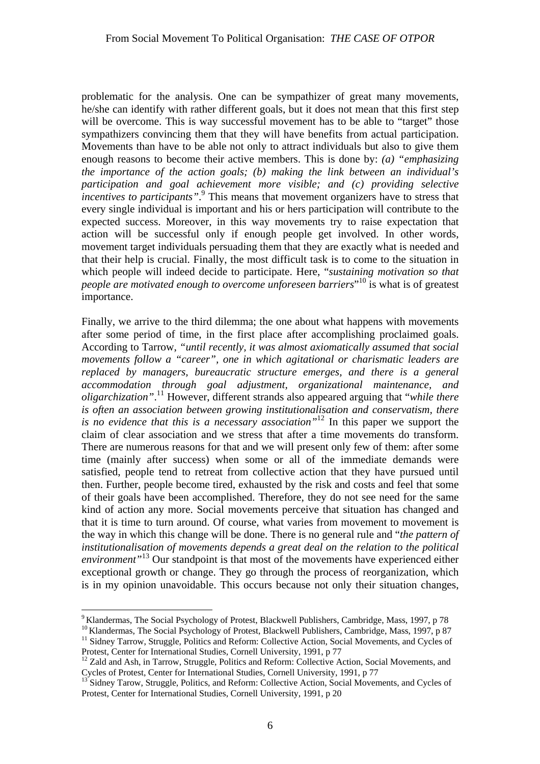problematic for the analysis. One can be sympathizer of great many movements, he/she can identify with rather different goals, but it does not mean that this first step will be overcome. This is way successful movement has to be able to "target" those sympathizers convincing them that they will have benefits from actual participation. Movements than have to be able not only to attract individuals but also to give them enough reasons to become their active members. This is done by: *(a) "emphasizing the importance of the action goals; (b) making the link between an individual's participation and goal achievement more visible; and (c) providing selective incentives to participants"*.[9] This means that movement organizers have to stress that every single individual is important and his or hers participation will contribute to the expected success. Moreover, in this way movements try to raise expectation that action will be successful only if enough people get involved. In other words, movement target individuals persuading them that they are exactly what is needed and that their help is crucial. Finally, the most difficult task is to come to the situation in which people will indeed decide to participate. Here, "*sustaining motivation so that people are motivated enough to overcome unforeseen barriers*"[10] is what is of greatest importance.

Finally, we arrive to the third dilemma; the one about what happens with movements after some period of time, in the first place after accomplishing proclaimed goals. According to Tarrow, *"until recently, it was almost axiomatically assumed that social movements follow a "career", one in which agitational or charismatic leaders are replaced by managers, bureaucratic structure emerges, and there is a general accommodation through goal adjustment, organizational maintenance, and oligarchization"*.[11] However, different strands also appeared arguing that "*while there is often an association between growing institutionalisation and conservatism, there is no evidence that this is a necessary association"*[12] In this paper we support the claim of clear association and we stress that after a time movements do transform. There are numerous reasons for that and we will present only few of them: after some time (mainly after success) when some or all of the immediate demands were satisfied, people tend to retreat from collective action that they have pursued until then. Further, people become tired, exhausted by the risk and costs and feel that some of their goals have been accomplished. Therefore, they do not see need for the same kind of action any more. Social movements perceive that situation has changed and that it is time to turn around. Of course, what varies from movement to movement is the way in which this change will be done. There is no general rule and "*the pattern of institutionalisation of movements depends a great deal on the relation to the political environment"*[13] Our standpoint is that most of the movements have experienced either exceptional growth or change. They go through the process of reorganization, which is in my opinion unavoidable. This occurs because not only their situation changes,

---

[9] Klandermas, The Social Psychology of Protest, Blackwell Publishers, Cambridge, Mass, 1997, p 78

[10] Klandermas, The Social Psychology of Protest, Blackwell Publishers, Cambridge, Mass, 1997, p 87

[11] Sidney Tarrow, Struggle, Politics and Reform: Collective Action, Social Movements, and Cycles of Protest, Center for International Studies, Cornell University, 1991, p 77

[12] Zald and Ash, in Tarrow, Struggle, Politics and Reform: Collective Action, Social Movements, and Cycles of Protest, Center for International Studies, Cornell University, 1991, p 77

[13] Sidney Tarow, Struggle, Politics, and Reform: Collective Action, Social Movements, and Cycles of Protest, Center for International Studies, Cornell University, 1991, p 20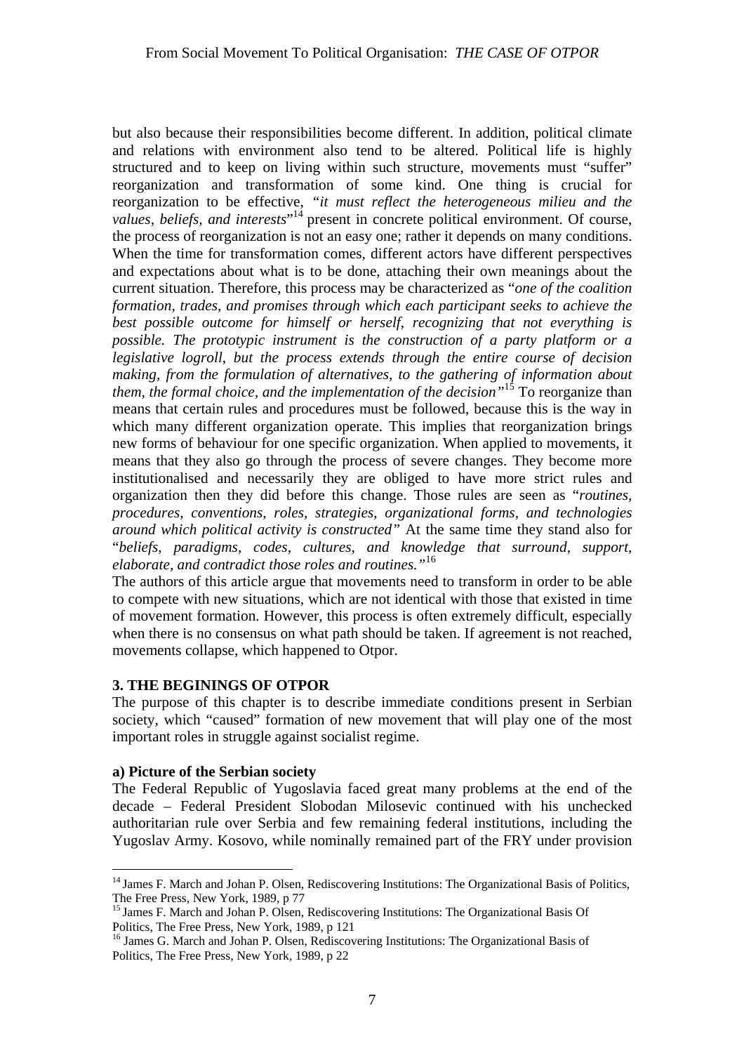but also because their responsibilities become different. In addition, political climate and relations with environment also tend to be altered. Political life is highly structured and to keep on living within such structure, movements must "suffer" reorganization and transformation of some kind. One thing is crucial for reorganization to be effective, *"it must reflect the heterogeneous milieu and the values, beliefs, and interests"*[14] present in concrete political environment. Of course, the process of reorganization is not an easy one; rather it depends on many conditions. When the time for transformation comes, different actors have different perspectives and expectations about what is to be done, attaching their own meanings about the current situation. Therefore, this process may be characterized as "*one of the coalition formation, trades, and promises through which each participant seeks to achieve the best possible outcome for himself or herself, recognizing that not everything is possible. The prototypic instrument is the construction of a party platform or a legislative logroll, but the process extends through the entire course of decision making, from the formulation of alternatives, to the gathering of information about them, the formal choice, and the implementation of the decision"*[15] To reorganize than means that certain rules and procedures must be followed, because this is the way in which many different organization operate. This implies that reorganization brings new forms of behaviour for one specific organization. When applied to movements, it means that they also go through the process of severe changes. They become more institutionalised and necessarily they are obliged to have more strict rules and organization then they did before this change. Those rules are seen as "*routines, procedures, conventions, roles, strategies, organizational forms, and technologies around which political activity is constructed"* At the same time they stand also for "*beliefs, paradigms, codes, cultures, and knowledge that surround, support, elaborate, and contradict those roles and routines."*[16]

The authors of this article argue that movements need to transform in order to be able to compete with new situations, which are not identical with those that existed in time of movement formation. However, this process is often extremely difficult, especially when there is no consensus on what path should be taken. If agreement is not reached, movements collapse, which happened to Otpor.

## 3. THE BEGININGS OF OTPOR

The purpose of this chapter is to describe immediate conditions present in Serbian society, which "caused" formation of new movement that will play one of the most important roles in struggle against socialist regime.

### a) Picture of the Serbian society

The Federal Republic of Yugoslavia faced great many problems at the end of the decade – Federal President Slobodan Milosevic continued with his unchecked authoritarian rule over Serbia and few remaining federal institutions, including the Yugoslav Army. Kosovo, while nominally remained part of the FRY under provision

---

[14] James F. March and Johan P. Olsen, Rediscovering Institutions: The Organizational Basis of Politics, The Free Press, New York, 1989, p 77

[15] James F. March and Johan P. Olsen, Rediscovering Institutions: The Organizational Basis Of Politics, The Free Press, New York, 1989, p 121

[16] James G. March and Johan P. Olsen, Rediscovering Institutions: The Organizational Basis of Politics, The Free Press, New York, 1989, p 22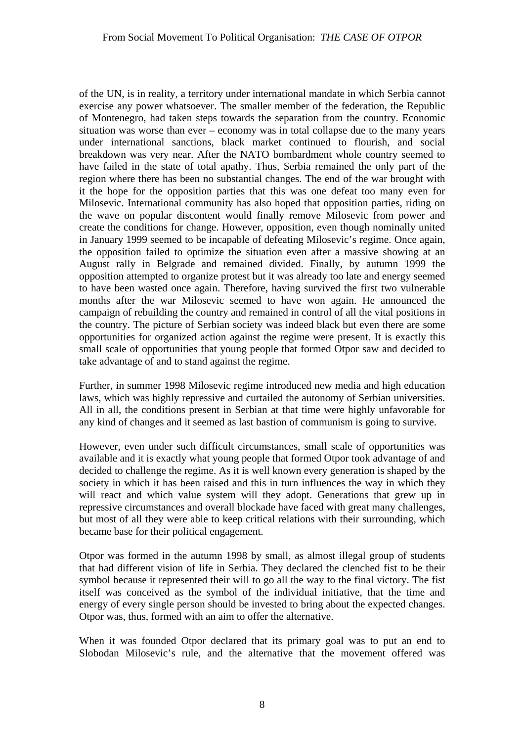of the UN, is in reality, a territory under international mandate in which Serbia cannot exercise any power whatsoever. The smaller member of the federation, the Republic of Montenegro, had taken steps towards the separation from the country. Economic situation was worse than ever – economy was in total collapse due to the many years under international sanctions, black market continued to flourish, and social breakdown was very near. After the NATO bombardment whole country seemed to have failed in the state of total apathy. Thus, Serbia remained the only part of the region where there has been no substantial changes. The end of the war brought with it the hope for the opposition parties that this was one defeat too many even for Milosevic. International community has also hoped that opposition parties, riding on the wave on popular discontent would finally remove Milosevic from power and create the conditions for change. However, opposition, even though nominally united in January 1999 seemed to be incapable of defeating Milosevic's regime. Once again, the opposition failed to optimize the situation even after a massive showing at an August rally in Belgrade and remained divided. Finally, by autumn 1999 the opposition attempted to organize protest but it was already too late and energy seemed to have been wasted once again. Therefore, having survived the first two vulnerable months after the war Milosevic seemed to have won again. He announced the campaign of rebuilding the country and remained in control of all the vital positions in the country. The picture of Serbian society was indeed black but even there are some opportunities for organized action against the regime were present. It is exactly this small scale of opportunities that young people that formed Otpor saw and decided to take advantage of and to stand against the regime.

Further, in summer 1998 Milosevic regime introduced new media and high education laws, which was highly repressive and curtailed the autonomy of Serbian universities. All in all, the conditions present in Serbian at that time were highly unfavorable for any kind of changes and it seemed as last bastion of communism is going to survive.

However, even under such difficult circumstances, small scale of opportunities was available and it is exactly what young people that formed Otpor took advantage of and decided to challenge the regime. As it is well known every generation is shaped by the society in which it has been raised and this in turn influences the way in which they will react and which value system will they adopt. Generations that grew up in repressive circumstances and overall blockade have faced with great many challenges, but most of all they were able to keep critical relations with their surrounding, which became base for their political engagement.

Otpor was formed in the autumn 1998 by small, as almost illegal group of students that had different vision of life in Serbia. They declared the clenched fist to be their symbol because it represented their will to go all the way to the final victory. The fist itself was conceived as the symbol of the individual initiative, that the time and energy of every single person should be invested to bring about the expected changes. Otpor was, thus, formed with an aim to offer the alternative.

When it was founded Otpor declared that its primary goal was to put an end to Slobodan Milosevic's rule, and the alternative that the movement offered was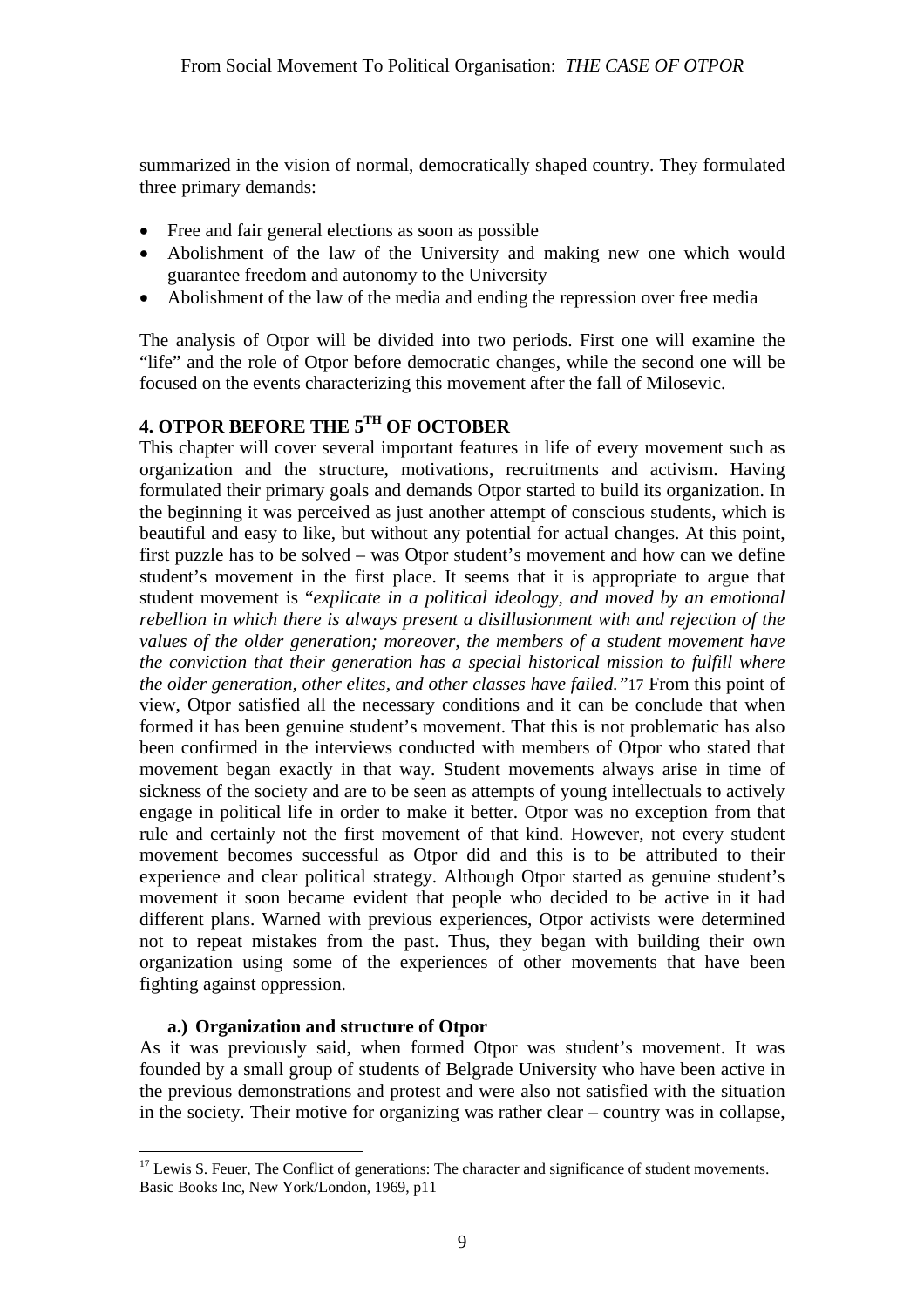summarized in the vision of normal, democratically shaped country. They formulated three primary demands:

- Free and fair general elections as soon as possible
- Abolishment of the law of the University and making new one which would guarantee freedom and autonomy to the University
- Abolishment of the law of the media and ending the repression over free media

The analysis of Otpor will be divided into two periods. First one will examine the "life" and the role of Otpor before democratic changes, while the second one will be focused on the events characterizing this movement after the fall of Milosevic.

## 4. OTPOR BEFORE THE 5TH OF OCTOBER

This chapter will cover several important features in life of every movement such as organization and the structure, motivations, recruitments and activism. Having formulated their primary goals and demands Otpor started to build its organization. In the beginning it was perceived as just another attempt of conscious students, which is beautiful and easy to like, but without any potential for actual changes. At this point, first puzzle has to be solved – was Otpor student's movement and how can we define student's movement in the first place. It seems that it is appropriate to argue that student movement is "*explicate in a political ideology, and moved by an emotional rebellion in which there is always present a disillusionment with and rejection of the values of the older generation; moreover, the members of a student movement have the conviction that their generation has a special historical mission to fulfill where the older generation, other elites, and other classes have failed.*"[17] From this point of view, Otpor satisfied all the necessary conditions and it can be conclude that when formed it has been genuine student's movement. That this is not problematic has also been confirmed in the interviews conducted with members of Otpor who stated that movement began exactly in that way. Student movements always arise in time of sickness of the society and are to be seen as attempts of young intellectuals to actively engage in political life in order to make it better. Otpor was no exception from that rule and certainly not the first movement of that kind. However, not every student movement becomes successful as Otpor did and this is to be attributed to their experience and clear political strategy. Although Otpor started as genuine student's movement it soon became evident that people who decided to be active in it had different plans. Warned with previous experiences, Otpor activists were determined not to repeat mistakes from the past. Thus, they began with building their own organization using some of the experiences of other movements that have been fighting against oppression.

### a.) Organization and structure of Otpor

As it was previously said, when formed Otpor was student's movement. It was founded by a small group of students of Belgrade University who have been active in the previous demonstrations and protest and were also not satisfied with the situation in the society. Their motive for organizing was rather clear – country was in collapse,

[17] Lewis S. Feuer, The Conflict of generations: The character and significance of student movements. Basic Books Inc, New York/London, 1969, p11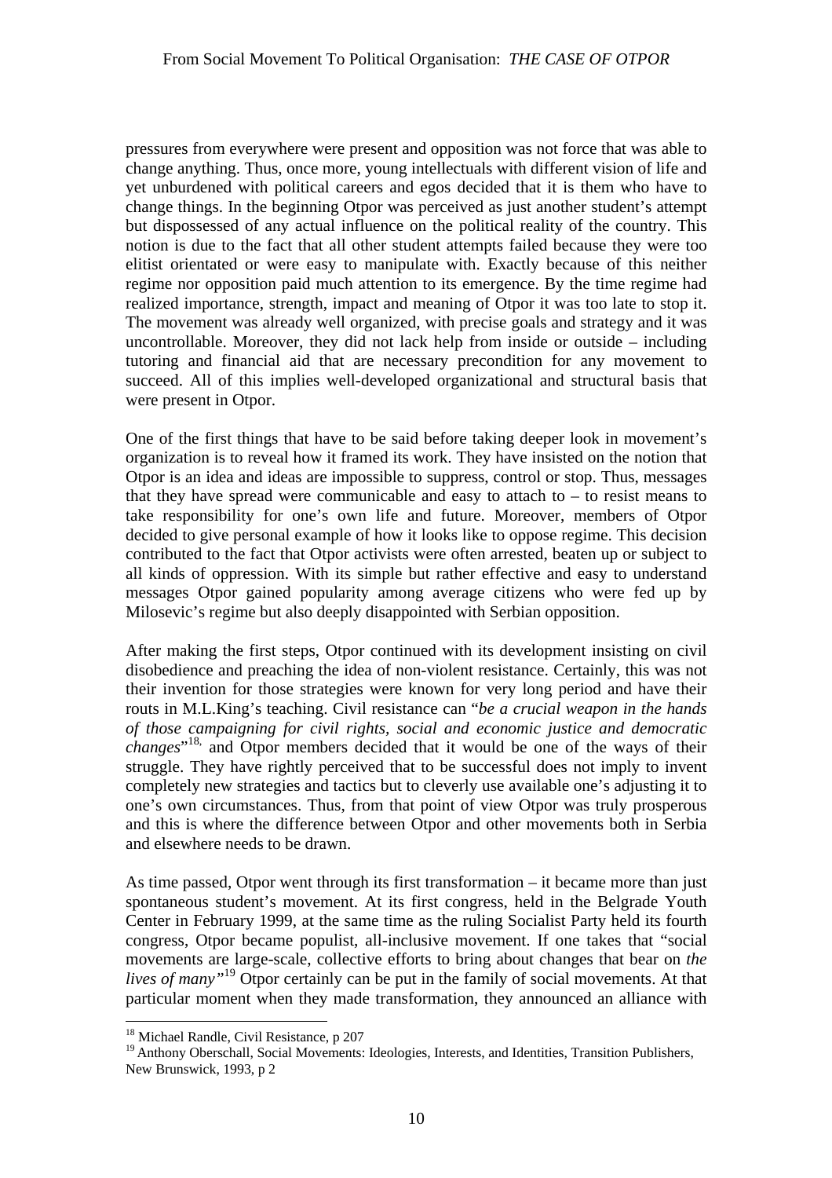pressures from everywhere were present and opposition was not force that was able to change anything. Thus, once more, young intellectuals with different vision of life and yet unburdened with political careers and egos decided that it is them who have to change things. In the beginning Otpor was perceived as just another student's attempt but dispossessed of any actual influence on the political reality of the country. This notion is due to the fact that all other student attempts failed because they were too elitist orientated or were easy to manipulate with. Exactly because of this neither regime nor opposition paid much attention to its emergence. By the time regime had realized importance, strength, impact and meaning of Otpor it was too late to stop it. The movement was already well organized, with precise goals and strategy and it was uncontrollable. Moreover, they did not lack help from inside or outside – including tutoring and financial aid that are necessary precondition for any movement to succeed. All of this implies well-developed organizational and structural basis that were present in Otpor.

One of the first things that have to be said before taking deeper look in movement's organization is to reveal how it framed its work. They have insisted on the notion that Otpor is an idea and ideas are impossible to suppress, control or stop. Thus, messages that they have spread were communicable and easy to attach to – to resist means to take responsibility for one's own life and future. Moreover, members of Otpor decided to give personal example of how it looks like to oppose regime. This decision contributed to the fact that Otpor activists were often arrested, beaten up or subject to all kinds of oppression. With its simple but rather effective and easy to understand messages Otpor gained popularity among average citizens who were fed up by Milosevic's regime but also deeply disappointed with Serbian opposition.

After making the first steps, Otpor continued with its development insisting on civil disobedience and preaching the idea of non-violent resistance. Certainly, this was not their invention for those strategies were known for very long period and have their routs in M.L.King's teaching. Civil resistance can "*be a crucial weapon in the hands of those campaigning for civil rights, social and economic justice and democratic changes*"[18], and Otpor members decided that it would be one of the ways of their struggle. They have rightly perceived that to be successful does not imply to invent completely new strategies and tactics but to cleverly use available one's adjusting it to one's own circumstances. Thus, from that point of view Otpor was truly prosperous and this is where the difference between Otpor and other movements both in Serbia and elsewhere needs to be drawn.

As time passed, Otpor went through its first transformation – it became more than just spontaneous student's movement. At its first congress, held in the Belgrade Youth Center in February 1999, at the same time as the ruling Socialist Party held its fourth congress, Otpor became populist, all-inclusive movement. If one takes that "social movements are large-scale, collective efforts to bring about changes that bear on *the lives of many"*[19] Otpor certainly can be put in the family of social movements. At that particular moment when they made transformation, they announced an alliance with

---

[18] Michael Randle, Civil Resistance, p 207

[19] Anthony Oberschall, Social Movements: Ideologies, Interests, and Identities, Transition Publishers, New Brunswick, 1993, p 2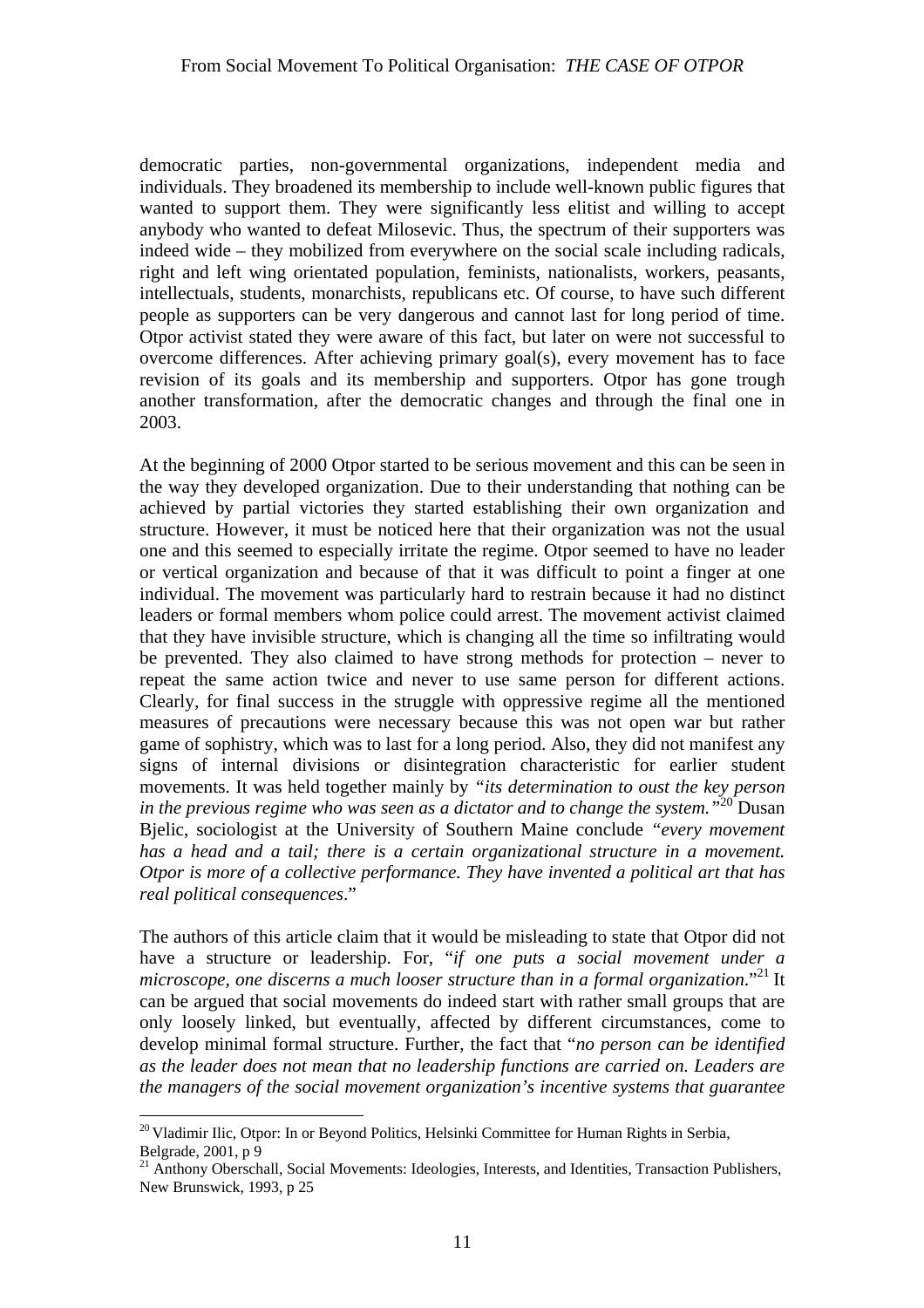democratic parties, non-governmental organizations, independent media and individuals. They broadened its membership to include well-known public figures that wanted to support them. They were significantly less elitist and willing to accept anybody who wanted to defeat Milosevic. Thus, the spectrum of their supporters was indeed wide – they mobilized from everywhere on the social scale including radicals, right and left wing orientated population, feminists, nationalists, workers, peasants, intellectuals, students, monarchists, republicans etc. Of course, to have such different people as supporters can be very dangerous and cannot last for long period of time. Otpor activist stated they were aware of this fact, but later on were not successful to overcome differences. After achieving primary goal(s), every movement has to face revision of its goals and its membership and supporters. Otpor has gone trough another transformation, after the democratic changes and through the final one in 2003.

At the beginning of 2000 Otpor started to be serious movement and this can be seen in the way they developed organization. Due to their understanding that nothing can be achieved by partial victories they started establishing their own organization and structure. However, it must be noticed here that their organization was not the usual one and this seemed to especially irritate the regime. Otpor seemed to have no leader or vertical organization and because of that it was difficult to point a finger at one individual. The movement was particularly hard to restrain because it had no distinct leaders or formal members whom police could arrest. The movement activist claimed that they have invisible structure, which is changing all the time so infiltrating would be prevented. They also claimed to have strong methods for protection – never to repeat the same action twice and never to use same person for different actions. Clearly, for final success in the struggle with oppressive regime all the mentioned measures of precautions were necessary because this was not open war but rather game of sophistry, which was to last for a long period. Also, they did not manifest any signs of internal divisions or disintegration characteristic for earlier student movements. It was held together mainly by *"its determination to oust the key person in the previous regime who was seen as a dictator and to change the system."*[20] Dusan Bjelic, sociologist at the University of Southern Maine conclude *"every movement has a head and a tail; there is a certain organizational structure in a movement. Otpor is more of a collective performance. They have invented a political art that has real political consequences*."

The authors of this article claim that it would be misleading to state that Otpor did not have a structure or leadership. For, "*if one puts a social movement under a microscope, one discerns a much looser structure than in a formal organization*."[21] It can be argued that social movements do indeed start with rather small groups that are only loosely linked, but eventually, affected by different circumstances, come to develop minimal formal structure. Further, the fact that "*no person can be identified as the leader does not mean that no leadership functions are carried on. Leaders are the managers of the social movement organization's incentive systems that guarantee*

---

[20] Vladimir Ilic, Otpor: In or Beyond Politics, Helsinki Committee for Human Rights in Serbia, Belgrade, 2001, p 9

[21] Anthony Oberschall, Social Movements: Ideologies, Interests, and Identities, Transaction Publishers, New Brunswick, 1993, p 25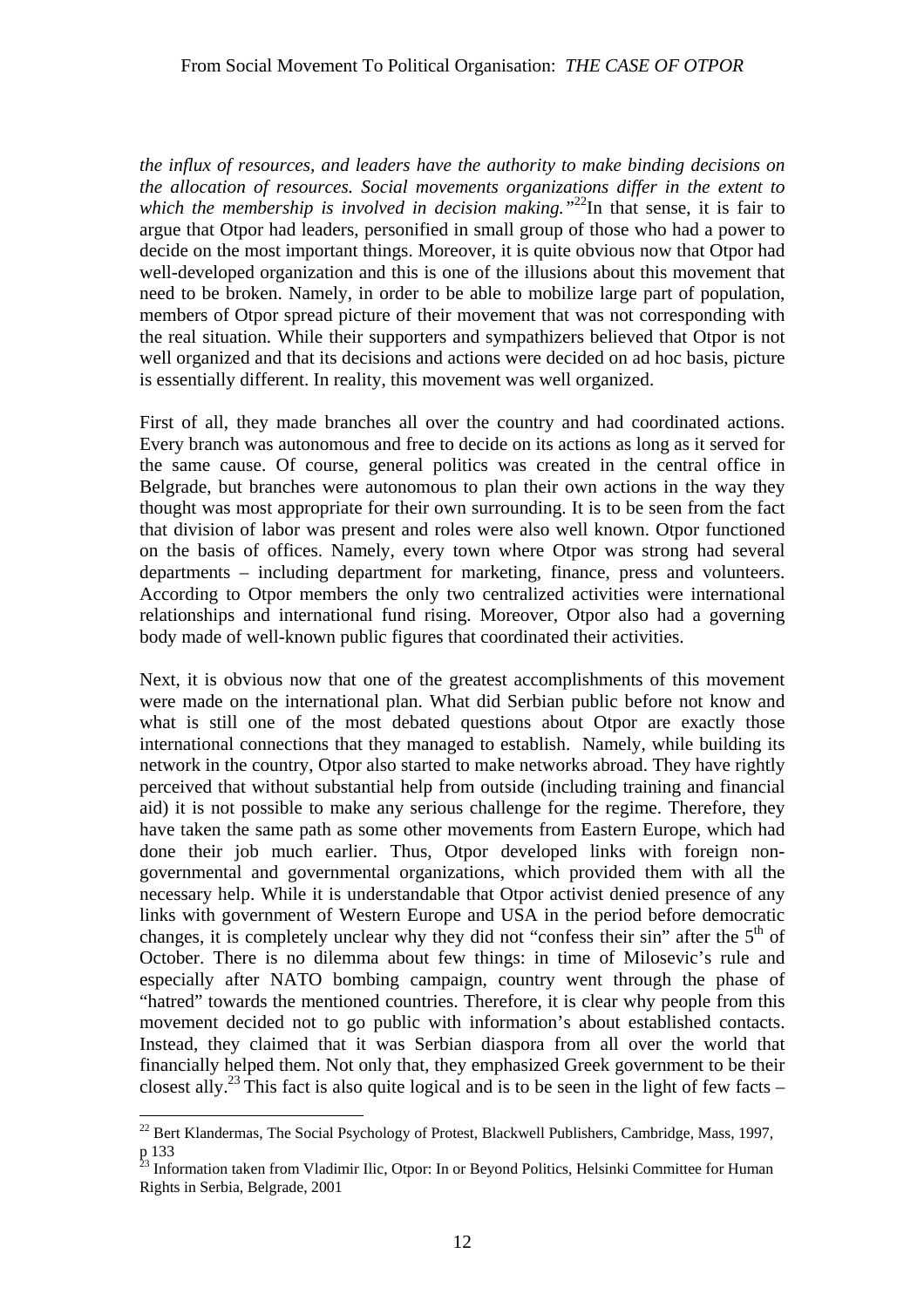*the influx of resources, and leaders have the authority to make binding decisions on the allocation of resources. Social movements organizations differ in the extent to which the membership is involved in decision making."*[22]In that sense, it is fair to argue that Otpor had leaders, personified in small group of those who had a power to decide on the most important things. Moreover, it is quite obvious now that Otpor had well-developed organization and this is one of the illusions about this movement that need to be broken. Namely, in order to be able to mobilize large part of population, members of Otpor spread picture of their movement that was not corresponding with the real situation. While their supporters and sympathizers believed that Otpor is not well organized and that its decisions and actions were decided on ad hoc basis, picture is essentially different. In reality, this movement was well organized.

First of all, they made branches all over the country and had coordinated actions. Every branch was autonomous and free to decide on its actions as long as it served for the same cause. Of course, general politics was created in the central office in Belgrade, but branches were autonomous to plan their own actions in the way they thought was most appropriate for their own surrounding. It is to be seen from the fact that division of labor was present and roles were also well known. Otpor functioned on the basis of offices. Namely, every town where Otpor was strong had several departments – including department for marketing, finance, press and volunteers. According to Otpor members the only two centralized activities were international relationships and international fund rising. Moreover, Otpor also had a governing body made of well-known public figures that coordinated their activities.

Next, it is obvious now that one of the greatest accomplishments of this movement were made on the international plan. What did Serbian public before not know and what is still one of the most debated questions about Otpor are exactly those international connections that they managed to establish. Namely, while building its network in the country, Otpor also started to make networks abroad. They have rightly perceived that without substantial help from outside (including training and financial aid) it is not possible to make any serious challenge for the regime. Therefore, they have taken the same path as some other movements from Eastern Europe, which had done their job much earlier. Thus, Otpor developed links with foreign non-governmental and governmental organizations, which provided them with all the necessary help. While it is understandable that Otpor activist denied presence of any links with government of Western Europe and USA in the period before democratic changes, it is completely unclear why they did not "confess their sin" after the 5th of October. There is no dilemma about few things: in time of Milosevic's rule and especially after NATO bombing campaign, country went through the phase of "hatred" towards the mentioned countries. Therefore, it is clear why people from this movement decided not to go public with information's about established contacts. Instead, they claimed that it was Serbian diaspora from all over the world that financially helped them. Not only that, they emphasized Greek government to be their closest ally.[23] This fact is also quite logical and is to be seen in the light of few facts –

---

[22] Bert Klandermas, The Social Psychology of Protest, Blackwell Publishers, Cambridge, Mass, 1997, p 133

[23] Information taken from Vladimir Ilic, Otpor: In or Beyond Politics, Helsinki Committee for Human Rights in Serbia, Belgrade, 2001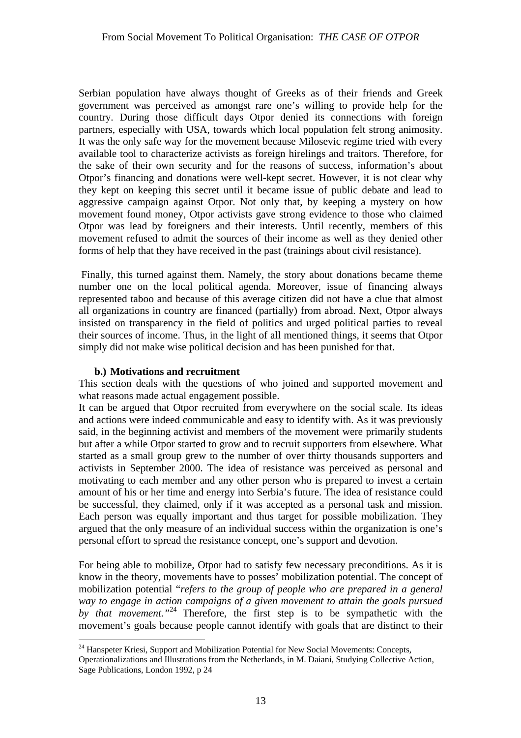Serbian population have always thought of Greeks as of their friends and Greek government was perceived as amongst rare one's willing to provide help for the country. During those difficult days Otpor denied its connections with foreign partners, especially with USA, towards which local population felt strong animosity. It was the only safe way for the movement because Milosevic regime tried with every available tool to characterize activists as foreign hirelings and traitors. Therefore, for the sake of their own security and for the reasons of success, information's about Otpor's financing and donations were well-kept secret. However, it is not clear why they kept on keeping this secret until it became issue of public debate and lead to aggressive campaign against Otpor. Not only that, by keeping a mystery on how movement found money, Otpor activists gave strong evidence to those who claimed Otpor was lead by foreigners and their interests. Until recently, members of this movement refused to admit the sources of their income as well as they denied other forms of help that they have received in the past (trainings about civil resistance).

Finally, this turned against them. Namely, the story about donations became theme number one on the local political agenda. Moreover, issue of financing always represented taboo and because of this average citizen did not have a clue that almost all organizations in country are financed (partially) from abroad. Next, Otpor always insisted on transparency in the field of politics and urged political parties to reveal their sources of income. Thus, in the light of all mentioned things, it seems that Otpor simply did not make wise political decision and has been punished for that.

### b.) Motivations and recruitment

This section deals with the questions of who joined and supported movement and what reasons made actual engagement possible.

It can be argued that Otpor recruited from everywhere on the social scale. Its ideas and actions were indeed communicable and easy to identify with. As it was previously said, in the beginning activist and members of the movement were primarily students but after a while Otpor started to grow and to recruit supporters from elsewhere. What started as a small group grew to the number of over thirty thousands supporters and activists in September 2000. The idea of resistance was perceived as personal and motivating to each member and any other person who is prepared to invest a certain amount of his or her time and energy into Serbia's future. The idea of resistance could be successful, they claimed, only if it was accepted as a personal task and mission. Each person was equally important and thus target for possible mobilization. They argued that the only measure of an individual success within the organization is one's personal effort to spread the resistance concept, one's support and devotion.

For being able to mobilize, Otpor had to satisfy few necessary preconditions. As it is know in the theory, movements have to posses' mobilization potential. The concept of mobilization potential "*refers to the group of people who are prepared in a general way to engage in action campaigns of a given movement to attain the goals pursued by that movement.*"[24] Therefore, the first step is to be sympathetic with the movement's goals because people cannot identify with goals that are distinct to their

[24] Hanspeter Kriesi, Support and Mobilization Potential for New Social Movements: Concepts, Operationalizations and Illustrations from the Netherlands, in M. Daiani, Studying Collective Action, Sage Publications, London 1992, p 24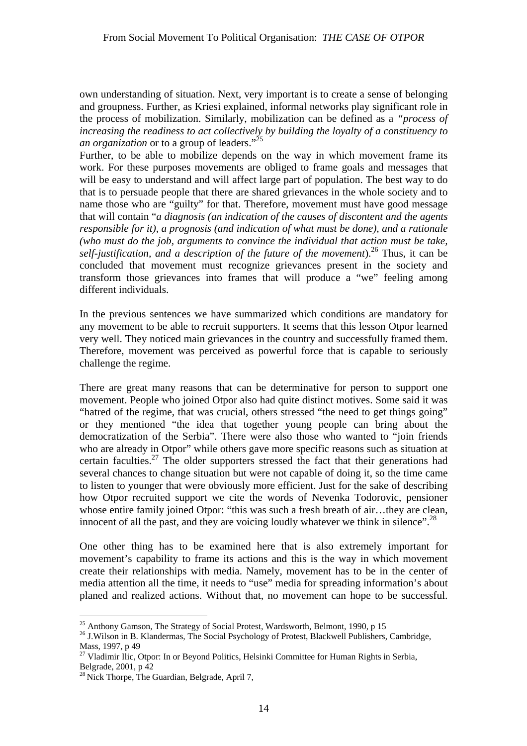own understanding of situation. Next, very important is to create a sense of belonging and groupness. Further, as Kriesi explained, informal networks play significant role in the process of mobilization. Similarly, mobilization can be defined as a *"process of increasing the readiness to act collectively by building the loyalty of a constituency to an organization* or to a group of leaders."[25]

Further, to be able to mobilize depends on the way in which movement frame its work. For these purposes movements are obliged to frame goals and messages that will be easy to understand and will affect large part of population. The best way to do that is to persuade people that there are shared grievances in the whole society and to name those who are "guilty" for that. Therefore, movement must have good message that will contain "*a diagnosis (an indication of the causes of discontent and the agents responsible for it), a prognosis (and indication of what must be done), and a rationale (who must do the job, arguments to convince the individual that action must be take, self-justification, and a description of the future of the movement*).[26] Thus, it can be concluded that movement must recognize grievances present in the society and transform those grievances into frames that will produce a "we" feeling among different individuals.

In the previous sentences we have summarized which conditions are mandatory for any movement to be able to recruit supporters. It seems that this lesson Otpor learned very well. They noticed main grievances in the country and successfully framed them. Therefore, movement was perceived as powerful force that is capable to seriously challenge the regime.

There are great many reasons that can be determinative for person to support one movement. People who joined Otpor also had quite distinct motives. Some said it was "hatred of the regime, that was crucial, others stressed "the need to get things going" or they mentioned "the idea that together young people can bring about the democratization of the Serbia". There were also those who wanted to "join friends who are already in Otpor" while others gave more specific reasons such as situation at certain faculties.[27] The older supporters stressed the fact that their generations had several chances to change situation but were not capable of doing it, so the time came to listen to younger that were obviously more efficient. Just for the sake of describing how Otpor recruited support we cite the words of Nevenka Todorovic, pensioner whose entire family joined Otpor: "this was such a fresh breath of air…they are clean, innocent of all the past, and they are voicing loudly whatever we think in silence".[28]

One other thing has to be examined here that is also extremely important for movement's capability to frame its actions and this is the way in which movement create their relationships with media. Namely, movement has to be in the center of media attention all the time, it needs to "use" media for spreading information's about planed and realized actions. Without that, no movement can hope to be successful.

---

[25] Anthony Gamson, The Strategy of Social Protest, Wardsworth, Belmont, 1990, p 15

[26] J.Wilson in B. Klandermas, The Social Psychology of Protest, Blackwell Publishers, Cambridge, Mass, 1997, p 49

[27] Vladimir Ilic, Otpor: In or Beyond Politics, Helsinki Committee for Human Rights in Serbia, Belgrade, 2001, p 42

[28] Nick Thorpe, The Guardian, Belgrade, April 7,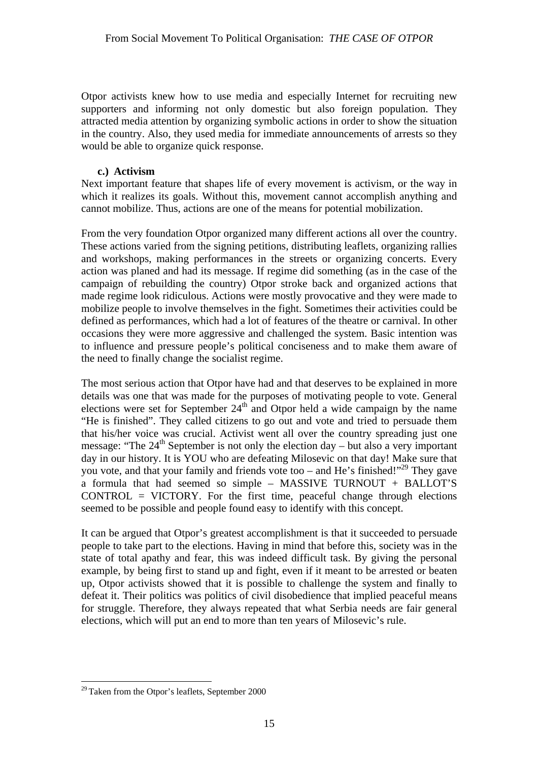Otpor activists knew how to use media and especially Internet for recruiting new supporters and informing not only domestic but also foreign population. They attracted media attention by organizing symbolic actions in order to show the situation in the country. Also, they used media for immediate announcements of arrests so they would be able to organize quick response.

### c.) Activism

Next important feature that shapes life of every movement is activism, or the way in which it realizes its goals. Without this, movement cannot accomplish anything and cannot mobilize. Thus, actions are one of the means for potential mobilization.

From the very foundation Otpor organized many different actions all over the country. These actions varied from the signing petitions, distributing leaflets, organizing rallies and workshops, making performances in the streets or organizing concerts. Every action was planed and had its message. If regime did something (as in the case of the campaign of rebuilding the country) Otpor stroke back and organized actions that made regime look ridiculous. Actions were mostly provocative and they were made to mobilize people to involve themselves in the fight. Sometimes their activities could be defined as performances, which had a lot of features of the theatre or carnival. In other occasions they were more aggressive and challenged the system. Basic intention was to influence and pressure people's political conciseness and to make them aware of the need to finally change the socialist regime.

The most serious action that Otpor have had and that deserves to be explained in more details was one that was made for the purposes of motivating people to vote. General elections were set for September 24th and Otpor held a wide campaign by the name "He is finished". They called citizens to go out and vote and tried to persuade them that his/her voice was crucial. Activist went all over the country spreading just one message: "The 24th September is not only the election day – but also a very important day in our history. It is YOU who are defeating Milosevic on that day! Make sure that you vote, and that your family and friends vote too – and He's finished!"[29] They gave a formula that had seemed so simple – MASSIVE TURNOUT + BALLOT'S CONTROL = VICTORY. For the first time, peaceful change through elections seemed to be possible and people found easy to identify with this concept.

It can be argued that Otpor's greatest accomplishment is that it succeeded to persuade people to take part to the elections. Having in mind that before this, society was in the state of total apathy and fear, this was indeed difficult task. By giving the personal example, by being first to stand up and fight, even if it meant to be arrested or beaten up, Otpor activists showed that it is possible to challenge the system and finally to defeat it. Their politics was politics of civil disobedience that implied peaceful means for struggle. Therefore, they always repeated that what Serbia needs are fair general elections, which will put an end to more than ten years of Milosevic's rule.

---

[29] Taken from the Otpor's leaflets, September 2000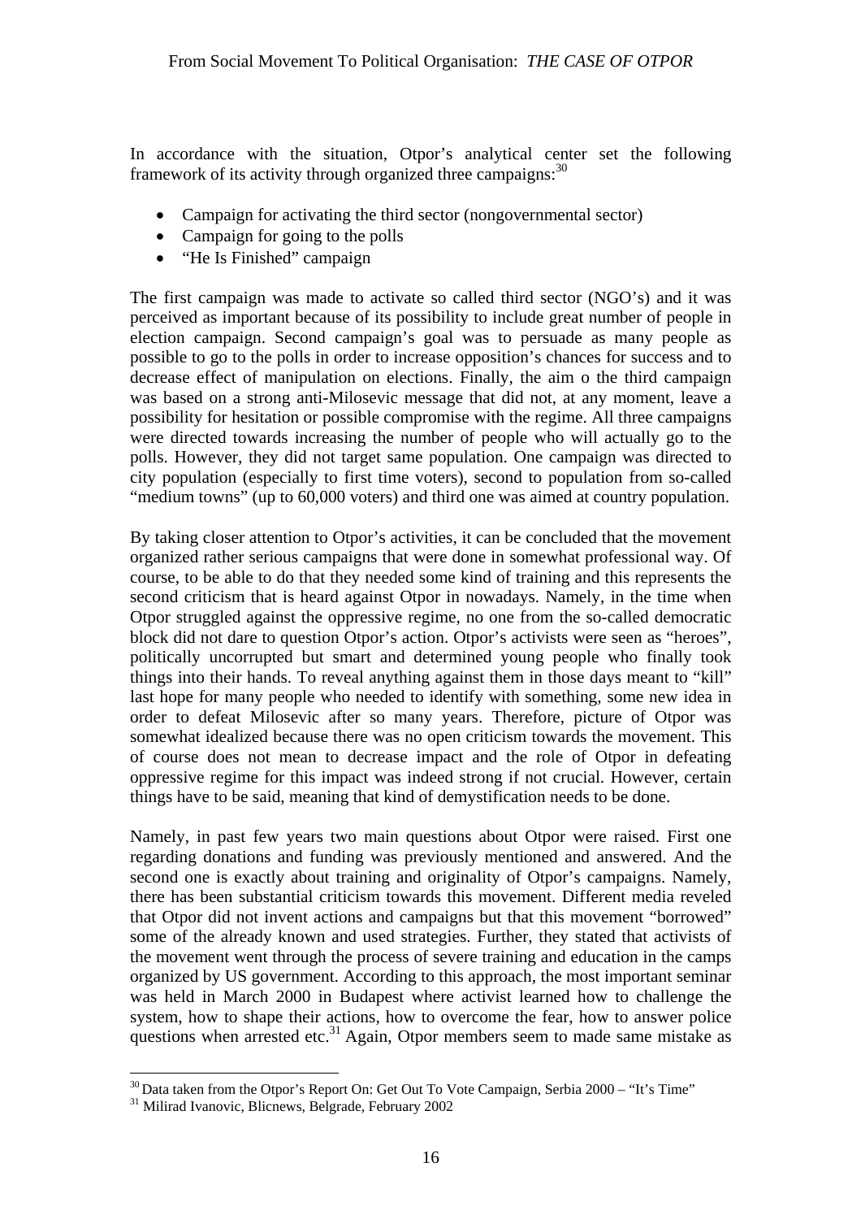In accordance with the situation, Otpor's analytical center set the following framework of its activity through organized three campaigns:[30]

- Campaign for activating the third sector (nongovernmental sector)
- Campaign for going to the polls
- "He Is Finished" campaign

The first campaign was made to activate so called third sector (NGO's) and it was perceived as important because of its possibility to include great number of people in election campaign. Second campaign's goal was to persuade as many people as possible to go to the polls in order to increase opposition's chances for success and to decrease effect of manipulation on elections. Finally, the aim o the third campaign was based on a strong anti-Milosevic message that did not, at any moment, leave a possibility for hesitation or possible compromise with the regime. All three campaigns were directed towards increasing the number of people who will actually go to the polls. However, they did not target same population. One campaign was directed to city population (especially to first time voters), second to population from so-called "medium towns" (up to 60,000 voters) and third one was aimed at country population.

By taking closer attention to Otpor's activities, it can be concluded that the movement organized rather serious campaigns that were done in somewhat professional way. Of course, to be able to do that they needed some kind of training and this represents the second criticism that is heard against Otpor in nowadays. Namely, in the time when Otpor struggled against the oppressive regime, no one from the so-called democratic block did not dare to question Otpor's action. Otpor's activists were seen as "heroes", politically uncorrupted but smart and determined young people who finally took things into their hands. To reveal anything against them in those days meant to "kill" last hope for many people who needed to identify with something, some new idea in order to defeat Milosevic after so many years. Therefore, picture of Otpor was somewhat idealized because there was no open criticism towards the movement. This of course does not mean to decrease impact and the role of Otpor in defeating oppressive regime for this impact was indeed strong if not crucial. However, certain things have to be said, meaning that kind of demystification needs to be done.

Namely, in past few years two main questions about Otpor were raised. First one regarding donations and funding was previously mentioned and answered. And the second one is exactly about training and originality of Otpor's campaigns. Namely, there has been substantial criticism towards this movement. Different media reveled that Otpor did not invent actions and campaigns but that this movement "borrowed" some of the already known and used strategies. Further, they stated that activists of the movement went through the process of severe training and education in the camps organized by US government. According to this approach, the most important seminar was held in March 2000 in Budapest where activist learned how to challenge the system, how to shape their actions, how to overcome the fear, how to answer police questions when arrested etc.[31] Again, Otpor members seem to made same mistake as

[30] Data taken from the Otpor's Report On: Get Out To Vote Campaign, Serbia 2000 – "It's Time"

[31] Milirad Ivanovic, Blicnews, Belgrade, February 2002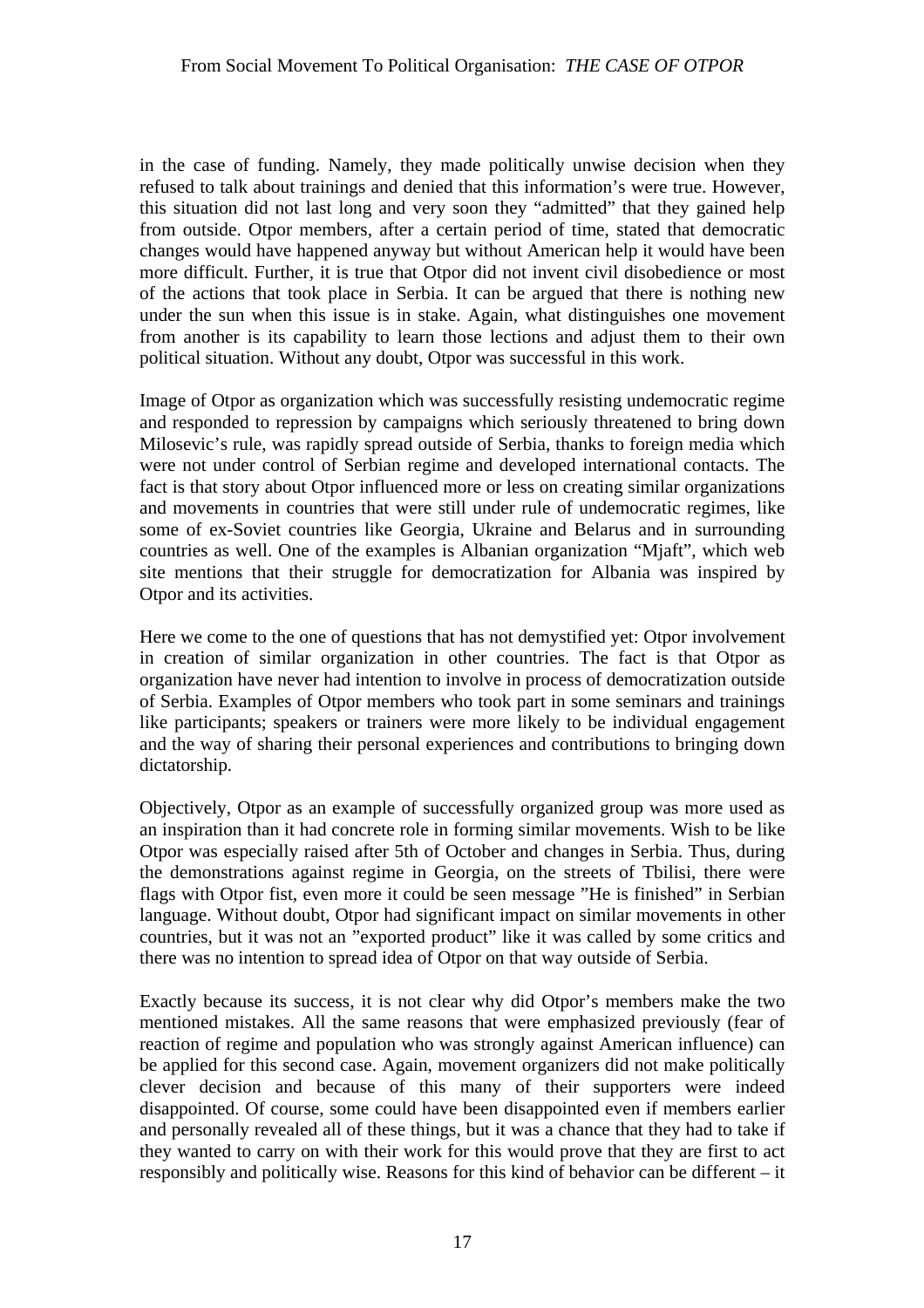in the case of funding. Namely, they made politically unwise decision when they refused to talk about trainings and denied that this information's were true. However, this situation did not last long and very soon they "admitted" that they gained help from outside. Otpor members, after a certain period of time, stated that democratic changes would have happened anyway but without American help it would have been more difficult. Further, it is true that Otpor did not invent civil disobedience or most of the actions that took place in Serbia. It can be argued that there is nothing new under the sun when this issue is in stake. Again, what distinguishes one movement from another is its capability to learn those lections and adjust them to their own political situation. Without any doubt, Otpor was successful in this work.

Image of Otpor as organization which was successfully resisting undemocratic regime and responded to repression by campaigns which seriously threatened to bring down Milosevic's rule, was rapidly spread outside of Serbia, thanks to foreign media which were not under control of Serbian regime and developed international contacts. The fact is that story about Otpor influenced more or less on creating similar organizations and movements in countries that were still under rule of undemocratic regimes, like some of ex-Soviet countries like Georgia, Ukraine and Belarus and in surrounding countries as well. One of the examples is Albanian organization "Mjaft", which web site mentions that their struggle for democratization for Albania was inspired by Otpor and its activities.

Here we come to the one of questions that has not demystified yet: Otpor involvement in creation of similar organization in other countries. The fact is that Otpor as organization have never had intention to involve in process of democratization outside of Serbia. Examples of Otpor members who took part in some seminars and trainings like participants; speakers or trainers were more likely to be individual engagement and the way of sharing their personal experiences and contributions to bringing down dictatorship.

Objectively, Otpor as an example of successfully organized group was more used as an inspiration than it had concrete role in forming similar movements. Wish to be like Otpor was especially raised after 5th of October and changes in Serbia. Thus, during the demonstrations against regime in Georgia, on the streets of Tbilisi, there were flags with Otpor fist, even more it could be seen message "He is finished" in Serbian language. Without doubt, Otpor had significant impact on similar movements in other countries, but it was not an "exported product" like it was called by some critics and there was no intention to spread idea of Otpor on that way outside of Serbia.

Exactly because its success, it is not clear why did Otpor's members make the two mentioned mistakes. All the same reasons that were emphasized previously (fear of reaction of regime and population who was strongly against American influence) can be applied for this second case. Again, movement organizers did not make politically clever decision and because of this many of their supporters were indeed disappointed. Of course, some could have been disappointed even if members earlier and personally revealed all of these things, but it was a chance that they had to take if they wanted to carry on with their work for this would prove that they are first to act responsibly and politically wise. Reasons for this kind of behavior can be different – it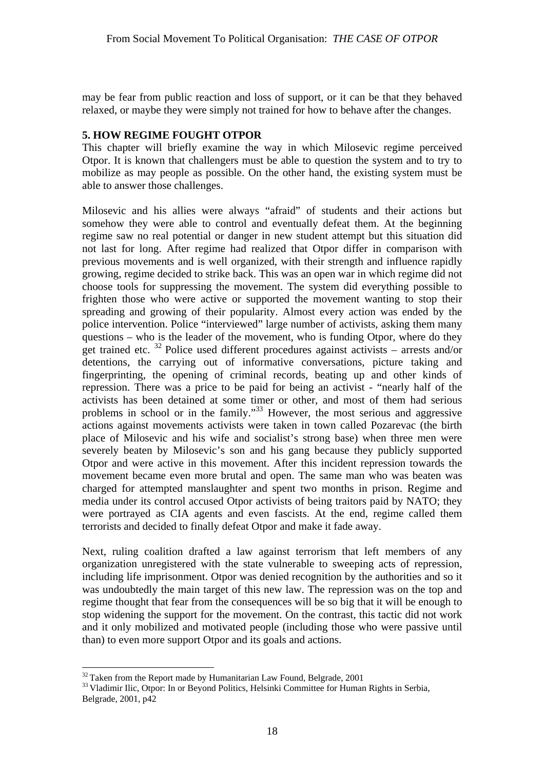may be fear from public reaction and loss of support, or it can be that they behaved relaxed, or maybe they were simply not trained for how to behave after the changes.

## 5. HOW REGIME FOUGHT OTPOR

This chapter will briefly examine the way in which Milosevic regime perceived Otpor. It is known that challengers must be able to question the system and to try to mobilize as may people as possible. On the other hand, the existing system must be able to answer those challenges.

Milosevic and his allies were always "afraid" of students and their actions but somehow they were able to control and eventually defeat them. At the beginning regime saw no real potential or danger in new student attempt but this situation did not last for long. After regime had realized that Otpor differ in comparison with previous movements and is well organized, with their strength and influence rapidly growing, regime decided to strike back. This was an open war in which regime did not choose tools for suppressing the movement. The system did everything possible to frighten those who were active or supported the movement wanting to stop their spreading and growing of their popularity. Almost every action was ended by the police intervention. Police "interviewed" large number of activists, asking them many questions – who is the leader of the movement, who is funding Otpor, where do they get trained etc. [32] Police used different procedures against activists – arrests and/or detentions, the carrying out of informative conversations, picture taking and fingerprinting, the opening of criminal records, beating up and other kinds of repression. There was a price to be paid for being an activist - "nearly half of the activists has been detained at some timer or other, and most of them had serious problems in school or in the family."[33] However, the most serious and aggressive actions against movements activists were taken in town called Pozarevac (the birth place of Milosevic and his wife and socialist's strong base) when three men were severely beaten by Milosevic's son and his gang because they publicly supported Otpor and were active in this movement. After this incident repression towards the movement became even more brutal and open. The same man who was beaten was charged for attempted manslaughter and spent two months in prison. Regime and media under its control accused Otpor activists of being traitors paid by NATO; they were portrayed as CIA agents and even fascists. At the end, regime called them terrorists and decided to finally defeat Otpor and make it fade away.

Next, ruling coalition drafted a law against terrorism that left members of any organization unregistered with the state vulnerable to sweeping acts of repression, including life imprisonment. Otpor was denied recognition by the authorities and so it was undoubtedly the main target of this new law. The repression was on the top and regime thought that fear from the consequences will be so big that it will be enough to stop widening the support for the movement. On the contrast, this tactic did not work and it only mobilized and motivated people (including those who were passive until than) to even more support Otpor and its goals and actions.

---

[32] Taken from the Report made by Humanitarian Law Found, Belgrade, 2001

[33] Vladimir Ilic, Otpor: In or Beyond Politics, Helsinki Committee for Human Rights in Serbia, Belgrade, 2001, p42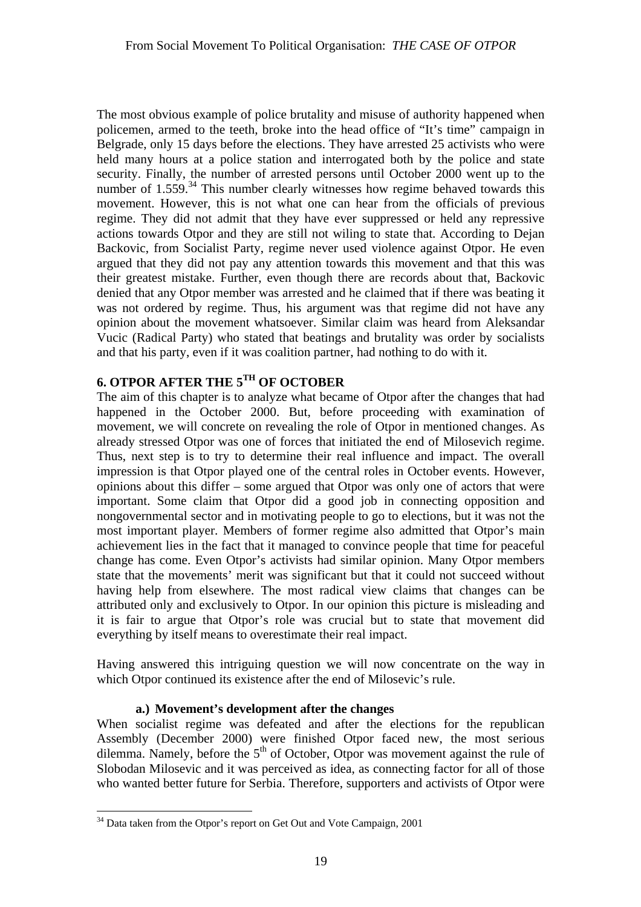The most obvious example of police brutality and misuse of authority happened when policemen, armed to the teeth, broke into the head office of "It's time" campaign in Belgrade, only 15 days before the elections. They have arrested 25 activists who were held many hours at a police station and interrogated both by the police and state security. Finally, the number of arrested persons until October 2000 went up to the number of 1.559.[34] This number clearly witnesses how regime behaved towards this movement. However, this is not what one can hear from the officials of previous regime. They did not admit that they have ever suppressed or held any repressive actions towards Otpor and they are still not wiling to state that. According to Dejan Backovic, from Socialist Party, regime never used violence against Otpor. He even argued that they did not pay any attention towards this movement and that this was their greatest mistake. Further, even though there are records about that, Backovic denied that any Otpor member was arrested and he claimed that if there was beating it was not ordered by regime. Thus, his argument was that regime did not have any opinion about the movement whatsoever. Similar claim was heard from Aleksandar Vucic (Radical Party) who stated that beatings and brutality was order by socialists and that his party, even if it was coalition partner, had nothing to do with it.

## 6. OTPOR AFTER THE 5TH OF OCTOBER

The aim of this chapter is to analyze what became of Otpor after the changes that had happened in the October 2000. But, before proceeding with examination of movement, we will concrete on revealing the role of Otpor in mentioned changes. As already stressed Otpor was one of forces that initiated the end of Milosevich regime. Thus, next step is to try to determine their real influence and impact. The overall impression is that Otpor played one of the central roles in October events. However, opinions about this differ – some argued that Otpor was only one of actors that were important. Some claim that Otpor did a good job in connecting opposition and nongovernmental sector and in motivating people to go to elections, but it was not the most important player. Members of former regime also admitted that Otpor's main achievement lies in the fact that it managed to convince people that time for peaceful change has come. Even Otpor's activists had similar opinion. Many Otpor members state that the movements' merit was significant but that it could not succeed without having help from elsewhere. The most radical view claims that changes can be attributed only and exclusively to Otpor. In our opinion this picture is misleading and it is fair to argue that Otpor's role was crucial but to state that movement did everything by itself means to overestimate their real impact.

Having answered this intriguing question we will now concentrate on the way in which Otpor continued its existence after the end of Milosevic's rule.

### a.) Movement's development after the changes

When socialist regime was defeated and after the elections for the republican Assembly (December 2000) were finished Otpor faced new, the most serious dilemma. Namely, before the 5th of October, Otpor was movement against the rule of Slobodan Milosevic and it was perceived as idea, as connecting factor for all of those who wanted better future for Serbia. Therefore, supporters and activists of Otpor were

[34] Data taken from the Otpor's report on Get Out and Vote Campaign, 2001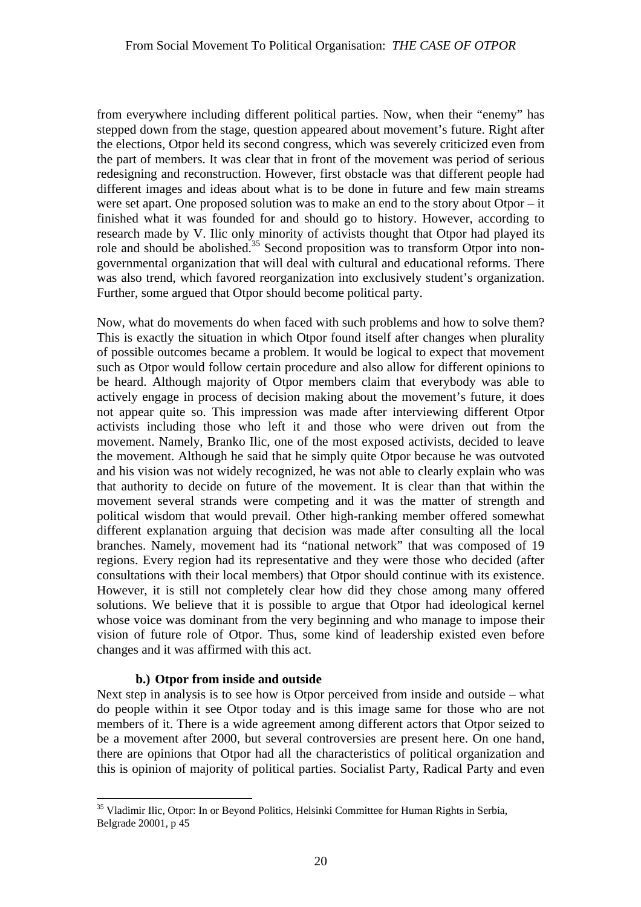from everywhere including different political parties. Now, when their "enemy" has stepped down from the stage, question appeared about movement's future. Right after the elections, Otpor held its second congress, which was severely criticized even from the part of members. It was clear that in front of the movement was period of serious redesigning and reconstruction. However, first obstacle was that different people had different images and ideas about what is to be done in future and few main streams were set apart. One proposed solution was to make an end to the story about Otpor – it finished what it was founded for and should go to history. However, according to research made by V. Ilic only minority of activists thought that Otpor had played its role and should be abolished.[35] Second proposition was to transform Otpor into non-governmental organization that will deal with cultural and educational reforms. There was also trend, which favored reorganization into exclusively student's organization. Further, some argued that Otpor should become political party.

Now, what do movements do when faced with such problems and how to solve them? This is exactly the situation in which Otpor found itself after changes when plurality of possible outcomes became a problem. It would be logical to expect that movement such as Otpor would follow certain procedure and also allow for different opinions to be heard. Although majority of Otpor members claim that everybody was able to actively engage in process of decision making about the movement's future, it does not appear quite so. This impression was made after interviewing different Otpor activists including those who left it and those who were driven out from the movement. Namely, Branko Ilic, one of the most exposed activists, decided to leave the movement. Although he said that he simply quite Otpor because he was outvoted and his vision was not widely recognized, he was not able to clearly explain who was that authority to decide on future of the movement. It is clear than that within the movement several strands were competing and it was the matter of strength and political wisdom that would prevail. Other high-ranking member offered somewhat different explanation arguing that decision was made after consulting all the local branches. Namely, movement had its "national network" that was composed of 19 regions. Every region had its representative and they were those who decided (after consultations with their local members) that Otpor should continue with its existence. However, it is still not completely clear how did they chose among many offered solutions. We believe that it is possible to argue that Otpor had ideological kernel whose voice was dominant from the very beginning and who manage to impose their vision of future role of Otpor. Thus, some kind of leadership existed even before changes and it was affirmed with this act.

### b.) Otpor from inside and outside

Next step in analysis is to see how is Otpor perceived from inside and outside – what do people within it see Otpor today and is this image same for those who are not members of it. There is a wide agreement among different actors that Otpor seized to be a movement after 2000, but several controversies are present here. On one hand, there are opinions that Otpor had all the characteristics of political organization and this is opinion of majority of political parties. Socialist Party, Radical Party and even

---

[35] Vladimir Ilic, Otpor: In or Beyond Politics, Helsinki Committee for Human Rights in Serbia, Belgrade 20001, p 45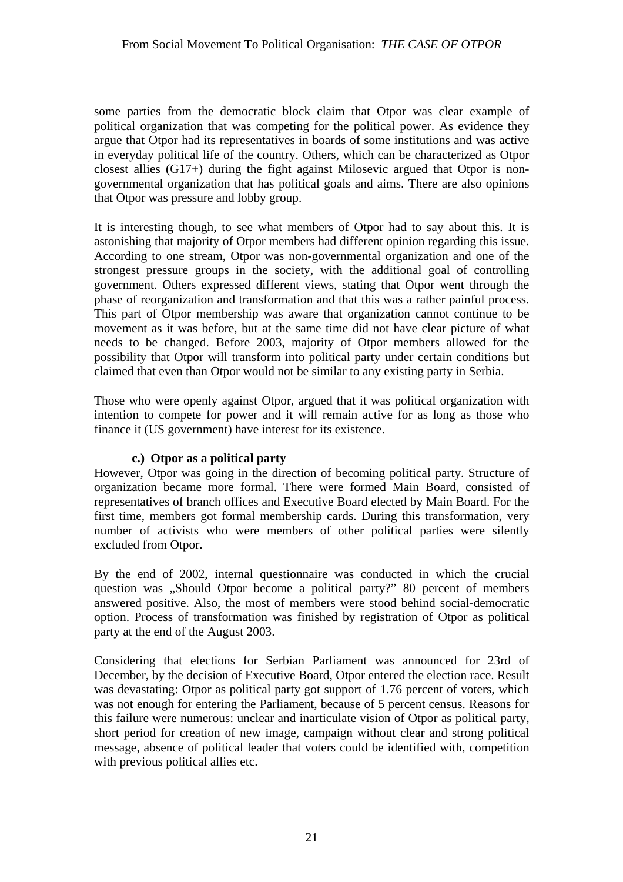some parties from the democratic block claim that Otpor was clear example of political organization that was competing for the political power. As evidence they argue that Otpor had its representatives in boards of some institutions and was active in everyday political life of the country. Others, which can be characterized as Otpor closest allies (G17+) during the fight against Milosevic argued that Otpor is non-governmental organization that has political goals and aims. There are also opinions that Otpor was pressure and lobby group.

It is interesting though, to see what members of Otpor had to say about this. It is astonishing that majority of Otpor members had different opinion regarding this issue. According to one stream, Otpor was non-governmental organization and one of the strongest pressure groups in the society, with the additional goal of controlling government. Others expressed different views, stating that Otpor went through the phase of reorganization and transformation and that this was a rather painful process. This part of Otpor membership was aware that organization cannot continue to be movement as it was before, but at the same time did not have clear picture of what needs to be changed. Before 2003, majority of Otpor members allowed for the possibility that Otpor will transform into political party under certain conditions but claimed that even than Otpor would not be similar to any existing party in Serbia.

Those who were openly against Otpor, argued that it was political organization with intention to compete for power and it will remain active for as long as those who finance it (US government) have interest for its existence.

**c.) Otpor as a political party**

However, Otpor was going in the direction of becoming political party. Structure of organization became more formal. There were formed Main Board, consisted of representatives of branch offices and Executive Board elected by Main Board. For the first time, members got formal membership cards. During this transformation, very number of activists who were members of other political parties were silently excluded from Otpor.

By the end of 2002, internal questionnaire was conducted in which the crucial question was „Should Otpor become a political party?" 80 percent of members answered positive. Also, the most of members were stood behind social-democratic option. Process of transformation was finished by registration of Otpor as political party at the end of the August 2003.

Considering that elections for Serbian Parliament was announced for 23rd of December, by the decision of Executive Board, Otpor entered the election race. Result was devastating: Otpor as political party got support of 1.76 percent of voters, which was not enough for entering the Parliament, because of 5 percent census. Reasons for this failure were numerous: unclear and inarticulate vision of Otpor as political party, short period for creation of new image, campaign without clear and strong political message, absence of political leader that voters could be identified with, competition with previous political allies etc.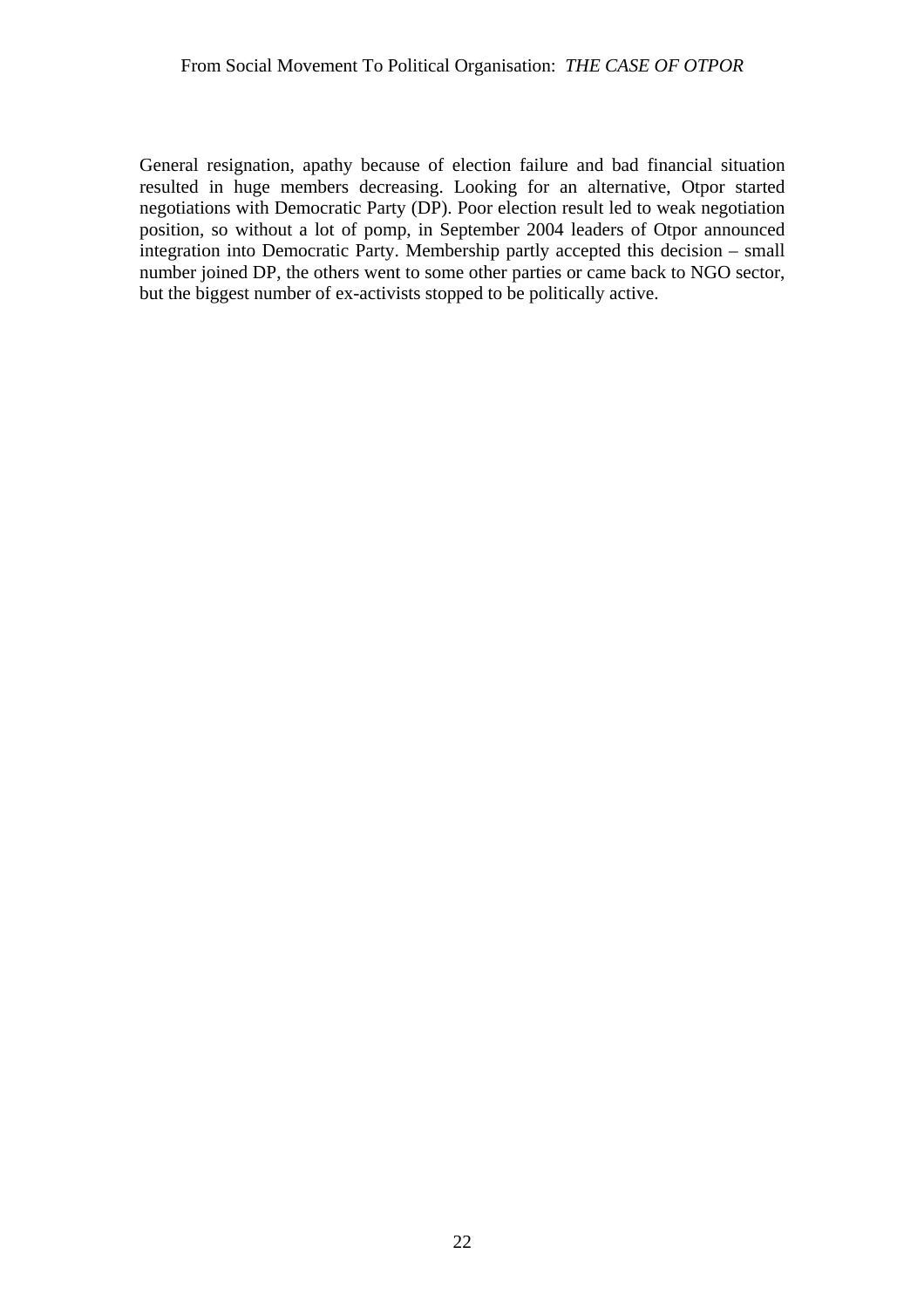General resignation, apathy because of election failure and bad financial situation resulted in huge members decreasing. Looking for an alternative, Otpor started negotiations with Democratic Party (DP). Poor election result led to weak negotiation position, so without a lot of pomp, in September 2004 leaders of Otpor announced integration into Democratic Party. Membership partly accepted this decision – small number joined DP, the others went to some other parties or came back to NGO sector, but the biggest number of ex-activists stopped to be politically active.